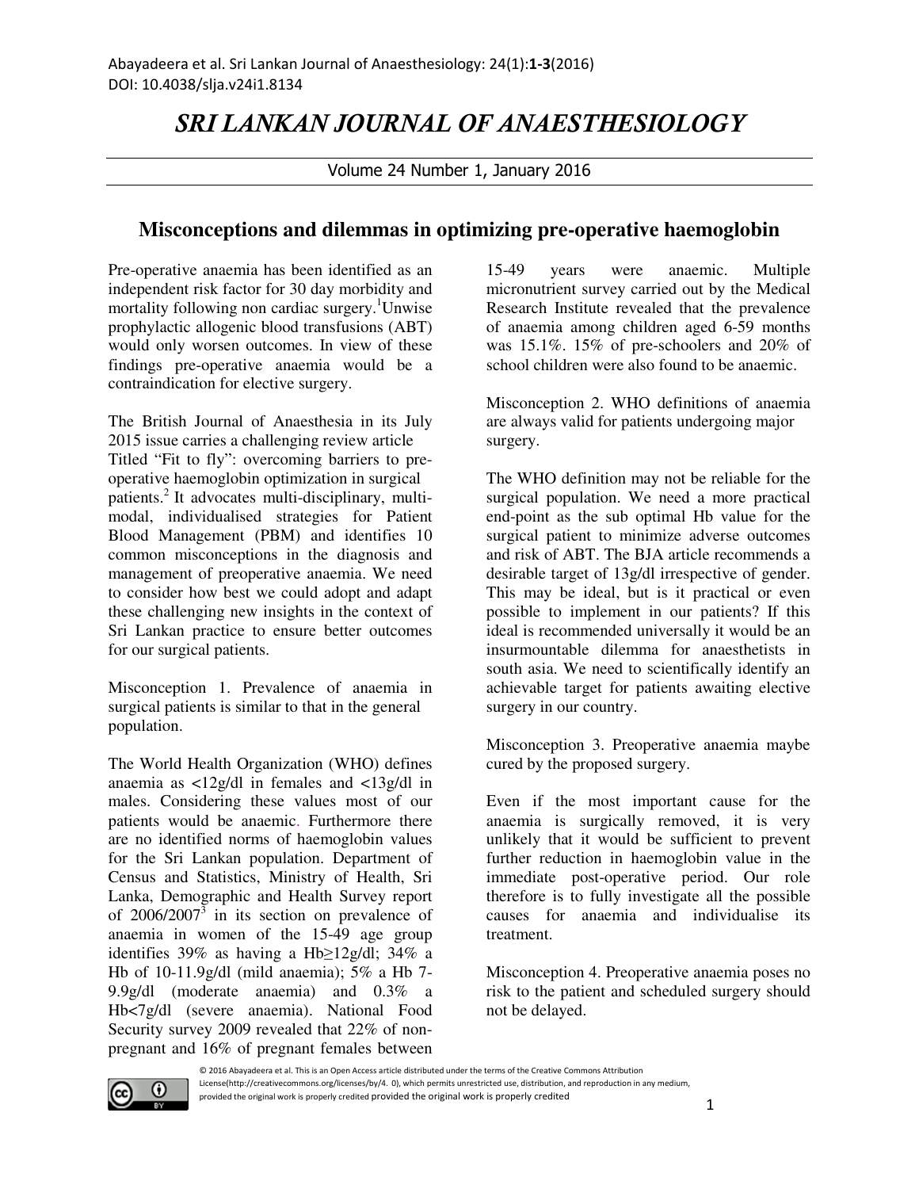# SRI LANKAN JOURNAL OF ANAESTHESIOLOGY

## Misconceptions and dilemmas in optimizing pre-operative haemoglobin

Pre-operative anaemia has been identified as an independent risk factor for 30 day morbidity and mortality following non cardiac surgery.[1] Unwise prophylactic allogenic blood transfusions (ABT) would only worsen outcomes. In view of these findings pre-operative anaemia would be a contraindication for elective surgery.

The British Journal of Anaesthesia in its July 2015 issue carries a challenging review article Titled "Fit to fly": overcoming barriers to pre-operative haemoglobin optimization in surgical patients.[2] It advocates multi-disciplinary, multi-modal, individualised strategies for Patient Blood Management (PBM) and identifies 10 common misconceptions in the diagnosis and management of preoperative anaemia. We need to consider how best we could adopt and adapt these challenging new insights in the context of Sri Lankan practice to ensure better outcomes for our surgical patients.

Misconception 1. Prevalence of anaemia in surgical patients is similar to that in the general population.

The World Health Organization (WHO) defines anaemia as <12g/dl in females and <13g/dl in males. Considering these values most of our patients would be anaemic. Furthermore there are no identified norms of haemoglobin values for the Sri Lankan population. Department of Census and Statistics, Ministry of Health, Sri Lanka, Demographic and Health Survey report of 2006/2007[3] in its section on prevalence of anaemia in women of the 15-49 age group identifies 39% as having a Hb≥12g/dl; 34% a Hb of 10-11.9g/dl (mild anaemia); 5% a Hb 7-9.9g/dl (moderate anaemia) and 0.3% a Hb<7g/dl (severe anaemia). National Food Security survey 2009 revealed that 22% of non-pregnant and 16% of pregnant females between 15-49 years were anaemic. Multiple micronutrient survey carried out by the Medical Research Institute revealed that the prevalence of anaemia among children aged 6-59 months was 15.1%. 15% of pre-schoolers and 20% of school children were also found to be anaemic.

Misconception 2. WHO definitions of anaemia are always valid for patients undergoing major surgery.

The WHO definition may not be reliable for the surgical population. We need a more practical end-point as the sub optimal Hb value for the surgical patient to minimize adverse outcomes and risk of ABT. The BJA article recommends a desirable target of 13g/dl irrespective of gender. This may be ideal, but is it practical or even possible to implement in our patients? If this ideal is recommended universally it would be an insurmountable dilemma for anaesthetists in south asia. We need to scientifically identify an achievable target for patients awaiting elective surgery in our country.

Misconception 3. Preoperative anaemia maybe cured by the proposed surgery.

Even if the most important cause for the anaemia is surgically removed, it is very unlikely that it would be sufficient to prevent further reduction in haemoglobin value in the immediate post-operative period. Our role therefore is to fully investigate all the possible causes for anaemia and individualise its treatment.

Misconception 4. Preoperative anaemia poses no risk to the patient and scheduled surgery should not be delayed.

© 2016 Abayadeera et al. This is an Open Access article distributed under the terms of the Creative Commons Attribution License(http://creativecommons.org/licenses/by/4. 0), which permits unrestricted use, distribution, and reproduction in any medium, provided the original work is properly credited provided the original work is properly credited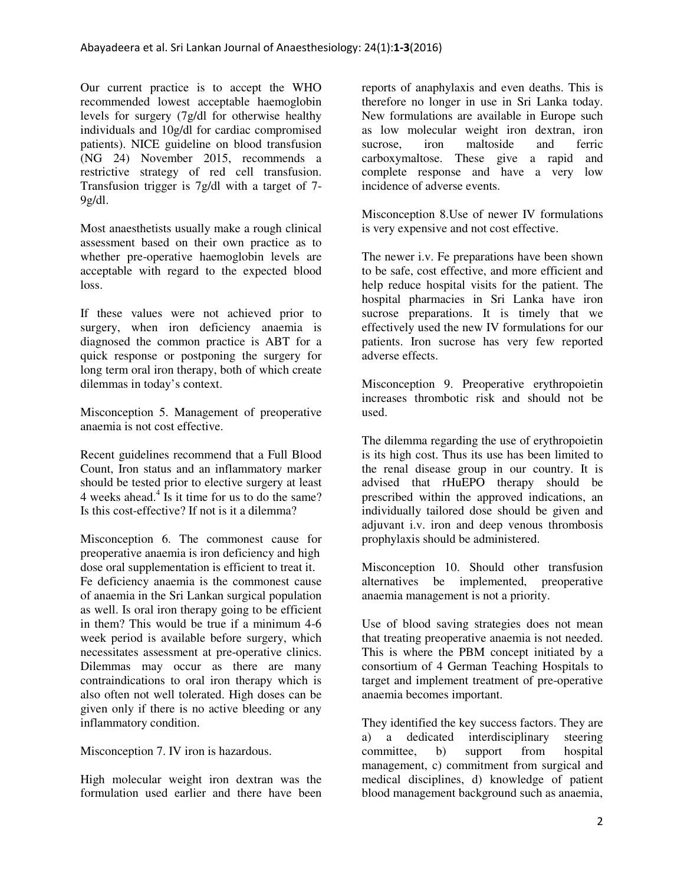Our current practice is to accept the WHO recommended lowest acceptable haemoglobin levels for surgery (7g/dl for otherwise healthy individuals and 10g/dl for cardiac compromised patients). NICE guideline on blood transfusion (NG 24) November 2015, recommends a restrictive strategy of red cell transfusion. Transfusion trigger is 7g/dl with a target of 7-9g/dl.

Most anaesthetists usually make a rough clinical assessment based on their own practice as to whether pre-operative haemoglobin levels are acceptable with regard to the expected blood loss.

If these values were not achieved prior to surgery, when iron deficiency anaemia is diagnosed the common practice is ABT for a quick response or postponing the surgery for long term oral iron therapy, both of which create dilemmas in today's context.

Misconception 5. Management of preoperative anaemia is not cost effective.

Recent guidelines recommend that a Full Blood Count, Iron status and an inflammatory marker should be tested prior to elective surgery at least 4 weeks ahead.[4] Is it time for us to do the same? Is this cost-effective? If not is it a dilemma?

Misconception 6. The commonest cause for preoperative anaemia is iron deficiency and high dose oral supplementation is efficient to treat it.

Fe deficiency anaemia is the commonest cause of anaemia in the Sri Lankan surgical population as well. Is oral iron therapy going to be efficient in them? This would be true if a minimum 4-6 week period is available before surgery, which necessitates assessment at pre-operative clinics. Dilemmas may occur as there are many contraindications to oral iron therapy which is also often not well tolerated. High doses can be given only if there is no active bleeding or any inflammatory condition.

Misconception 7. IV iron is hazardous.

High molecular weight iron dextran was the formulation used earlier and there have been reports of anaphylaxis and even deaths. This is therefore no longer in use in Sri Lanka today. New formulations are available in Europe such as low molecular weight iron dextran, iron sucrose, iron maltoside and ferric carboxymaltose. These give a rapid and complete response and have a very low incidence of adverse events.

Misconception 8.Use of newer IV formulations is very expensive and not cost effective.

The newer i.v. Fe preparations have been shown to be safe, cost effective, and more efficient and help reduce hospital visits for the patient. The hospital pharmacies in Sri Lanka have iron sucrose preparations. It is timely that we effectively used the new IV formulations for our patients. Iron sucrose has very few reported adverse effects.

Misconception 9. Preoperative erythropoietin increases thrombotic risk and should not be used.

The dilemma regarding the use of erythropoietin is its high cost. Thus its use has been limited to the renal disease group in our country. It is advised that rHuEPO therapy should be prescribed within the approved indications, an individually tailored dose should be given and adjuvant i.v. iron and deep venous thrombosis prophylaxis should be administered.

Misconception 10. Should other transfusion alternatives be implemented, preoperative anaemia management is not a priority.

Use of blood saving strategies does not mean that treating preoperative anaemia is not needed. This is where the PBM concept initiated by a consortium of 4 German Teaching Hospitals to target and implement treatment of pre-operative anaemia becomes important.

They identified the key success factors. They are a) a dedicated interdisciplinary steering committee, b) support from hospital management, c) commitment from surgical and medical disciplines, d) knowledge of patient blood management background such as anaemia,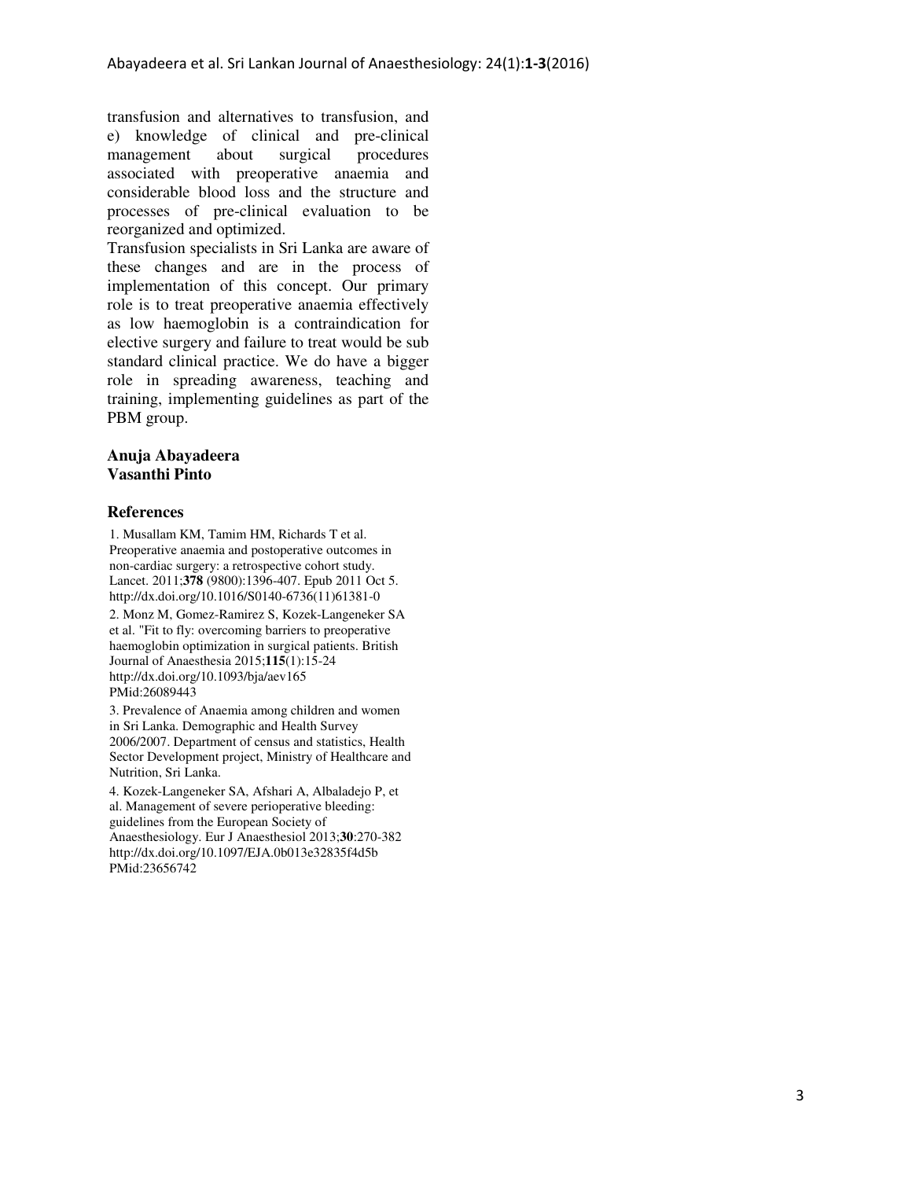transfusion and alternatives to transfusion, and e) knowledge of clinical and pre-clinical management about surgical procedures associated with preoperative anaemia and considerable blood loss and the structure and processes of pre-clinical evaluation to be reorganized and optimized.

Transfusion specialists in Sri Lanka are aware of these changes and are in the process of implementation of this concept. Our primary role is to treat preoperative anaemia effectively as low haemoglobin is a contraindication for elective surgery and failure to treat would be sub standard clinical practice. We do have a bigger role in spreading awareness, teaching and training, implementing guidelines as part of the PBM group.

**Anuja Abayadeera**
**Vasanthi Pinto**

## References

1. Musallam KM, Tamim HM, Richards T et al. Preoperative anaemia and postoperative outcomes in non-cardiac surgery: a retrospective cohort study. Lancet. 2011;**378** (9800):1396-407. Epub 2011 Oct 5. http://dx.doi.org/10.1016/S0140-6736(11)61381-0

2. Monz M, Gomez-Ramirez S, Kozek-Langeneker SA et al. "Fit to fly: overcoming barriers to preoperative haemoglobin optimization in surgical patients. British Journal of Anaesthesia 2015;**115**(1):15-24 http://dx.doi.org/10.1093/bja/aev165 PMid:26089443

3. Prevalence of Anaemia among children and women in Sri Lanka. Demographic and Health Survey 2006/2007. Department of census and statistics, Health Sector Development project, Ministry of Healthcare and Nutrition, Sri Lanka.

4. Kozek-Langeneker SA, Afshari A, Albaladejo P, et al. Management of severe perioperative bleeding: guidelines from the European Society of Anaesthesiology. Eur J Anaesthesiol 2013;**30**:270-382 http://dx.doi.org/10.1097/EJA.0b013e32835f4d5b PMid:23656742